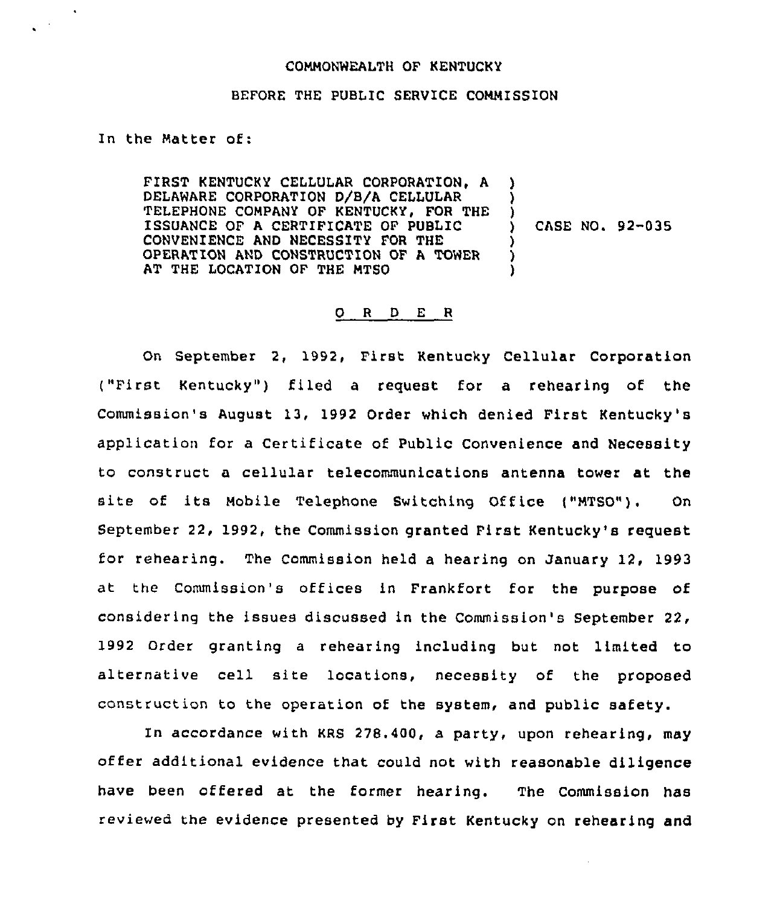COMMONWEALTH OF KENTUCKY

BEFORE THE PUBLIC SERVICE COMMISSION

In the Matter of:

FIRST KENTUCKY CELLULAR CORPORATION, A DELAWARE CORPORATION D/B/A CELLULAR TELEPHONE COMPANY OF KENTUCKY, FOR THE ISSUANCE OF A CERTIFICATE OF PUBLIC CONVENIENCE AND NECESSITY FOR THE OPERATION AND CONSTRUCTION OF A TOWER AT THE LOCATION OF THE MTSO ) CASE NO. 92-035

O R D E R

On September 2, 1992, First Kentucky Cellular Corporation ("First Kentucky") filed a request for a rehearing of the Commission's August 13, 1992 Order which denied First Kentucky's application for a Certificate of Public Convenience and Necessity to construct a cellular telecommunications antenna tower at the site of its Mobile Telephone Switching Office ("MTSO"). On September 22, 1992, the Commission granted First Kentucky's request for rehearing. The Commission held a hearing on January 12, 1993 at the Commission's offices in Frankfort for the purpose of considering the issues discussed in the Commission's September 22, 1992 Order granting a rehearing including but not limited to alternative cell site locations, necessity of the proposed construction to the operation of the system, and public safety.

In accordance with KRS 278.400, a party, upon rehearing, may offer additional evidence that could not with reasonable diligence have been offered at the former hearing. The Commission has reviewed the evidence presented by First Kentucky on rehearing and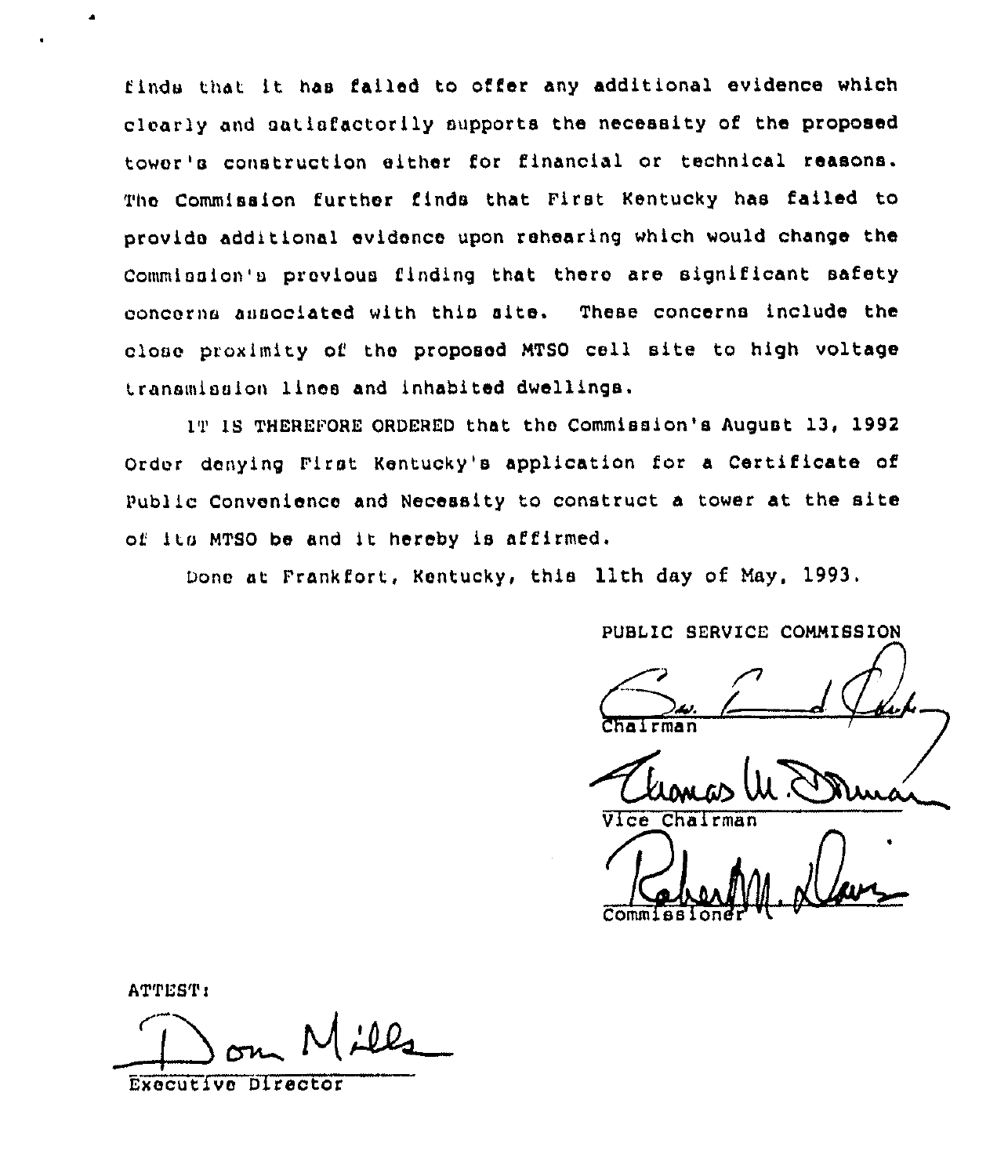finds that it has failed to offer any additional evidence which clearly and satisfactorily supports the necessity of the proposed tower's construction either for financial or technical reasons. The Commission further finds that First Kentucky has failed to provide additional evidence upon rehearing which would change the Commission's previous finding that there are significant safety concerns associated with this site. These concerns include the close proximity of the proposed MTSO cell site to high voltage transmission lines and inhabited dwellings.

IT IS THEREFORE ORDERED that the Commission's August 13, 1992 Order denying First Kentucky's application for a Certificate of Public Convenience and Necessity to construct a tower at the site of its MTSO be and it hereby is affirmed.

Done at Frankfort, Kentucky, this 11th day of May, 1993.

PUBLIC SERVICE COMMISSION

Chairman

Vice Chairman

Commissioner

ATTEST:

Executive Director